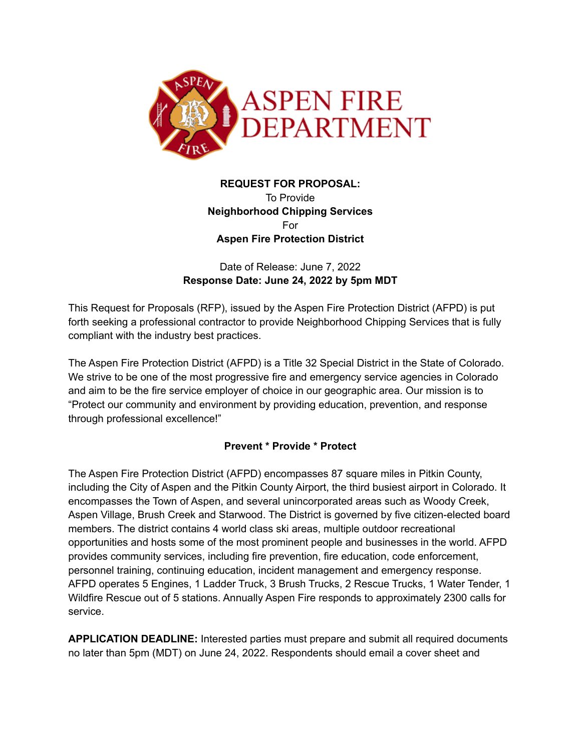ASPEN FIRE DEPARTMENT

**REQUEST FOR PROPOSAL:**
To Provide
**Neighborhood Chipping Services**
For
**Aspen Fire Protection District**

Date of Release: June 7, 2022
**Response Date: June 24, 2022 by 5pm MDT**

This Request for Proposals (RFP), issued by the Aspen Fire Protection District (AFPD) is put forth seeking a professional contractor to provide Neighborhood Chipping Services that is fully compliant with the industry best practices.

The Aspen Fire Protection District (AFPD) is a Title 32 Special District in the State of Colorado. We strive to be one of the most progressive fire and emergency service agencies in Colorado and aim to be the fire service employer of choice in our geographic area. Our mission is to "Protect our community and environment by providing education, prevention, and response through professional excellence!"

**Prevent * Provide * Protect**

The Aspen Fire Protection District (AFPD) encompasses 87 square miles in Pitkin County, including the City of Aspen and the Pitkin County Airport, the third busiest airport in Colorado. It encompasses the Town of Aspen, and several unincorporated areas such as Woody Creek, Aspen Village, Brush Creek and Starwood. The District is governed by five citizen-elected board members. The district contains 4 world class ski areas, multiple outdoor recreational opportunities and hosts some of the most prominent people and businesses in the world. AFPD provides community services, including fire prevention, fire education, code enforcement, personnel training, continuing education, incident management and emergency response. AFPD operates 5 Engines, 1 Ladder Truck, 3 Brush Trucks, 2 Rescue Trucks, 1 Water Tender, 1 Wildfire Rescue out of 5 stations. Annually Aspen Fire responds to approximately 2300 calls for service.

**APPLICATION DEADLINE:** Interested parties must prepare and submit all required documents no later than 5pm (MDT) on June 24, 2022. Respondents should email a cover sheet and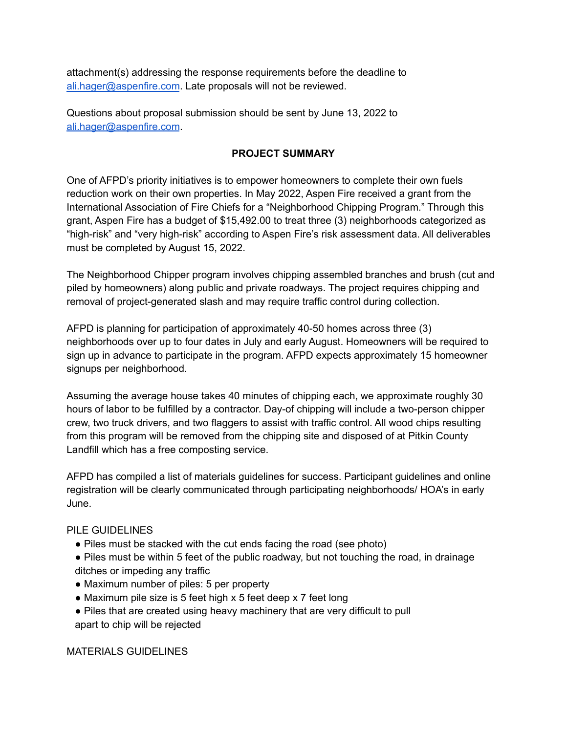attachment(s) addressing the response requirements before the deadline to [ali.hager@aspenfire.com](mailto:ali.hager@aspenfire.com). Late proposals will not be reviewed.

Questions about proposal submission should be sent by June 13, 2022 to [ali.hager@aspenfire.com](mailto:ali.hager@aspenfire.com).

## PROJECT SUMMARY

One of AFPD's priority initiatives is to empower homeowners to complete their own fuels reduction work on their own properties. In May 2022, Aspen Fire received a grant from the International Association of Fire Chiefs for a "Neighborhood Chipping Program." Through this grant, Aspen Fire has a budget of $15,492.00 to treat three (3) neighborhoods categorized as "high-risk" and "very high-risk" according to Aspen Fire's risk assessment data. All deliverables must be completed by August 15, 2022.

The Neighborhood Chipper program involves chipping assembled branches and brush (cut and piled by homeowners) along public and private roadways. The project requires chipping and removal of project-generated slash and may require traffic control during collection.

AFPD is planning for participation of approximately 40-50 homes across three (3) neighborhoods over up to four dates in July and early August. Homeowners will be required to sign up in advance to participate in the program. AFPD expects approximately 15 homeowner signups per neighborhood.

Assuming the average house takes 40 minutes of chipping each, we approximate roughly 30 hours of labor to be fulfilled by a contractor. Day-of chipping will include a two-person chipper crew, two truck drivers, and two flaggers to assist with traffic control. All wood chips resulting from this program will be removed from the chipping site and disposed of at Pitkin County Landfill which has a free composting service.

AFPD has compiled a list of materials guidelines for success. Participant guidelines and online registration will be clearly communicated through participating neighborhoods/ HOA's in early June.

PILE GUIDELINES

- Piles must be stacked with the cut ends facing the road (see photo)
- Piles must be within 5 feet of the public roadway, but not touching the road, in drainage ditches or impeding any traffic
- Maximum number of piles: 5 per property
- Maximum pile size is 5 feet high x 5 feet deep x 7 feet long
- Piles that are created using heavy machinery that are very difficult to pull apart to chip will be rejected

MATERIALS GUIDELINES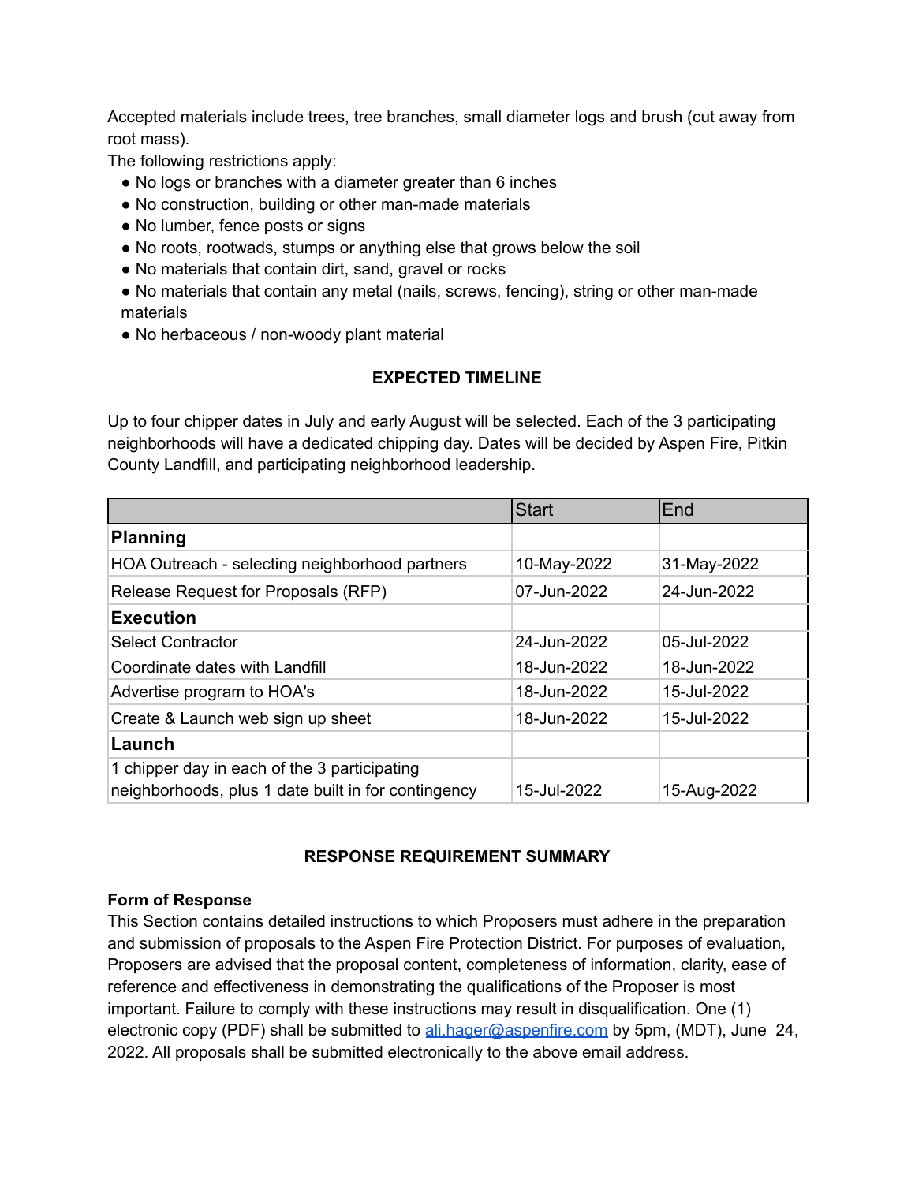Accepted materials include trees, tree branches, small diameter logs and brush (cut away from root mass).

The following restrictions apply:

- No logs or branches with a diameter greater than 6 inches
- No construction, building or other man-made materials
- No lumber, fence posts or signs
- No roots, rootwads, stumps or anything else that grows below the soil
- No materials that contain dirt, sand, gravel or rocks
- No materials that contain any metal (nails, screws, fencing), string or other man-made materials
- No herbaceous / non-woody plant material

## EXPECTED TIMELINE

Up to four chipper dates in July and early August will be selected. Each of the 3 participating neighborhoods will have a dedicated chipping day. Dates will be decided by Aspen Fire, Pitkin County Landfill, and participating neighborhood leadership.

| | Start | End |
|---|---|---|
| **Planning** | | |
| HOA Outreach - selecting neighborhood partners | 10-May-2022 | 31-May-2022 |
| Release Request for Proposals (RFP) | 07-Jun-2022 | 24-Jun-2022 |
| **Execution** | | |
| Select Contractor | 24-Jun-2022 | 05-Jul-2022 |
| Coordinate dates with Landfill | 18-Jun-2022 | 18-Jun-2022 |
| Advertise program to HOA's | 18-Jun-2022 | 15-Jul-2022 |
| Create & Launch web sign up sheet | 18-Jun-2022 | 15-Jul-2022 |
| **Launch** | | |
| 1 chipper day in each of the 3 participating neighborhoods, plus 1 date built in for contingency | 15-Jul-2022 | 15-Aug-2022 |

## RESPONSE REQUIREMENT SUMMARY

**Form of Response**

This Section contains detailed instructions to which Proposers must adhere in the preparation and submission of proposals to the Aspen Fire Protection District. For purposes of evaluation, Proposers are advised that the proposal content, completeness of information, clarity, ease of reference and effectiveness in demonstrating the qualifications of the Proposer is most important. Failure to comply with these instructions may result in disqualification. One (1) electronic copy (PDF) shall be submitted to ali.hager@aspenfire.com by 5pm, (MDT), June 24, 2022. All proposals shall be submitted electronically to the above email address.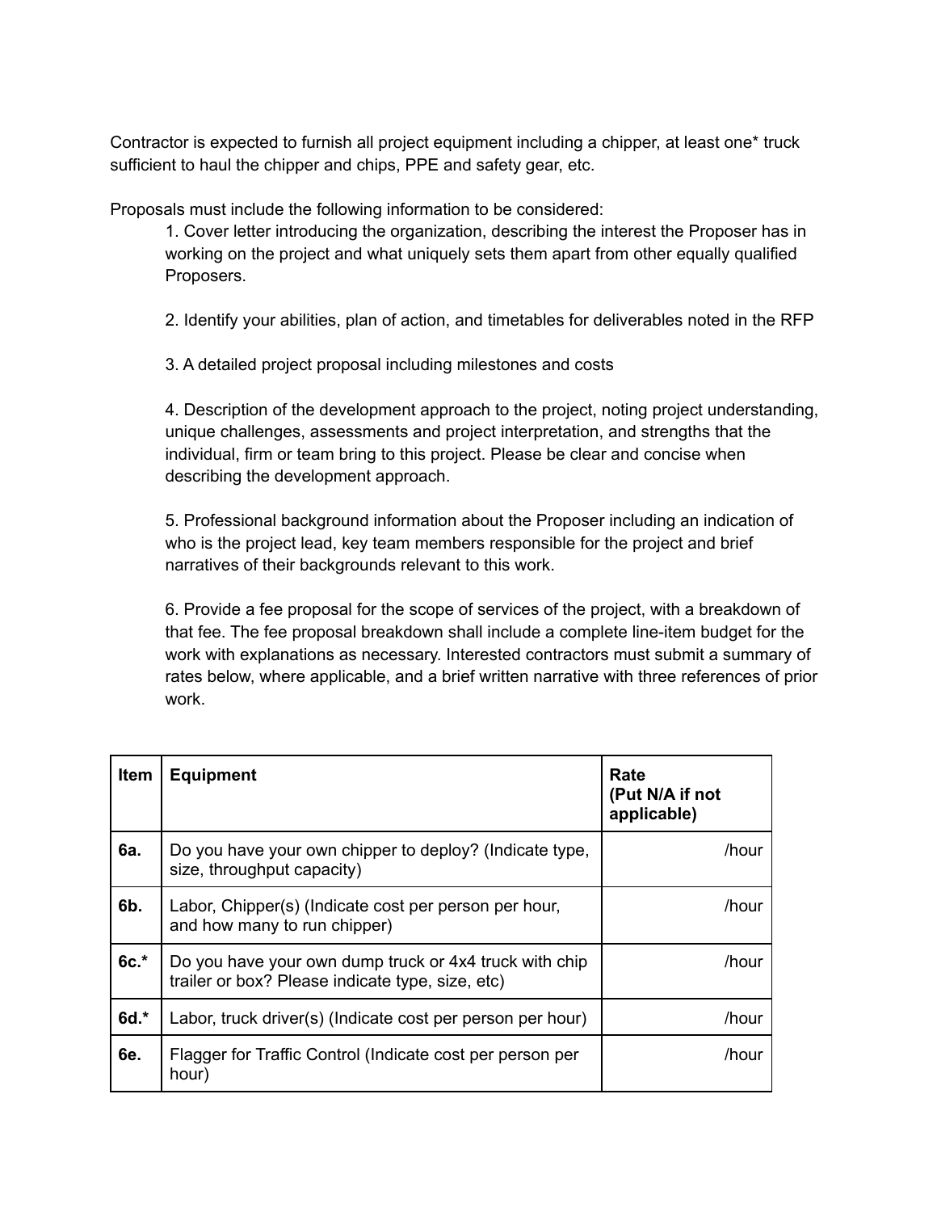Contractor is expected to furnish all project equipment including a chipper, at least one* truck sufficient to haul the chipper and chips, PPE and safety gear, etc.

Proposals must include the following information to be considered:

1. Cover letter introducing the organization, describing the interest the Proposer has in working on the project and what uniquely sets them apart from other equally qualified Proposers.

2. Identify your abilities, plan of action, and timetables for deliverables noted in the RFP

3. A detailed project proposal including milestones and costs

4. Description of the development approach to the project, noting project understanding, unique challenges, assessments and project interpretation, and strengths that the individual, firm or team bring to this project. Please be clear and concise when describing the development approach.

5. Professional background information about the Proposer including an indication of who is the project lead, key team members responsible for the project and brief narratives of their backgrounds relevant to this work.

6. Provide a fee proposal for the scope of services of the project, with a breakdown of that fee. The fee proposal breakdown shall include a complete line-item budget for the work with explanations as necessary. Interested contractors must submit a summary of rates below, where applicable, and a brief written narrative with three references of prior work.

| **Item** | **Equipment** | **Rate (Put N/A if not applicable)** |
|---|---|---|
| **6a.** | Do you have your own chipper to deploy? (Indicate type, size, throughput capacity) | /hour |
| **6b.** | Labor, Chipper(s) (Indicate cost per person per hour, and how many to run chipper) | /hour |
| **6c.*** | Do you have your own dump truck or 4x4 truck with chip trailer or box? Please indicate type, size, etc) | /hour |
| **6d.*** | Labor, truck driver(s) (Indicate cost per person per hour) | /hour |
| **6e.** | Flagger for Traffic Control (Indicate cost per person per hour) | /hour |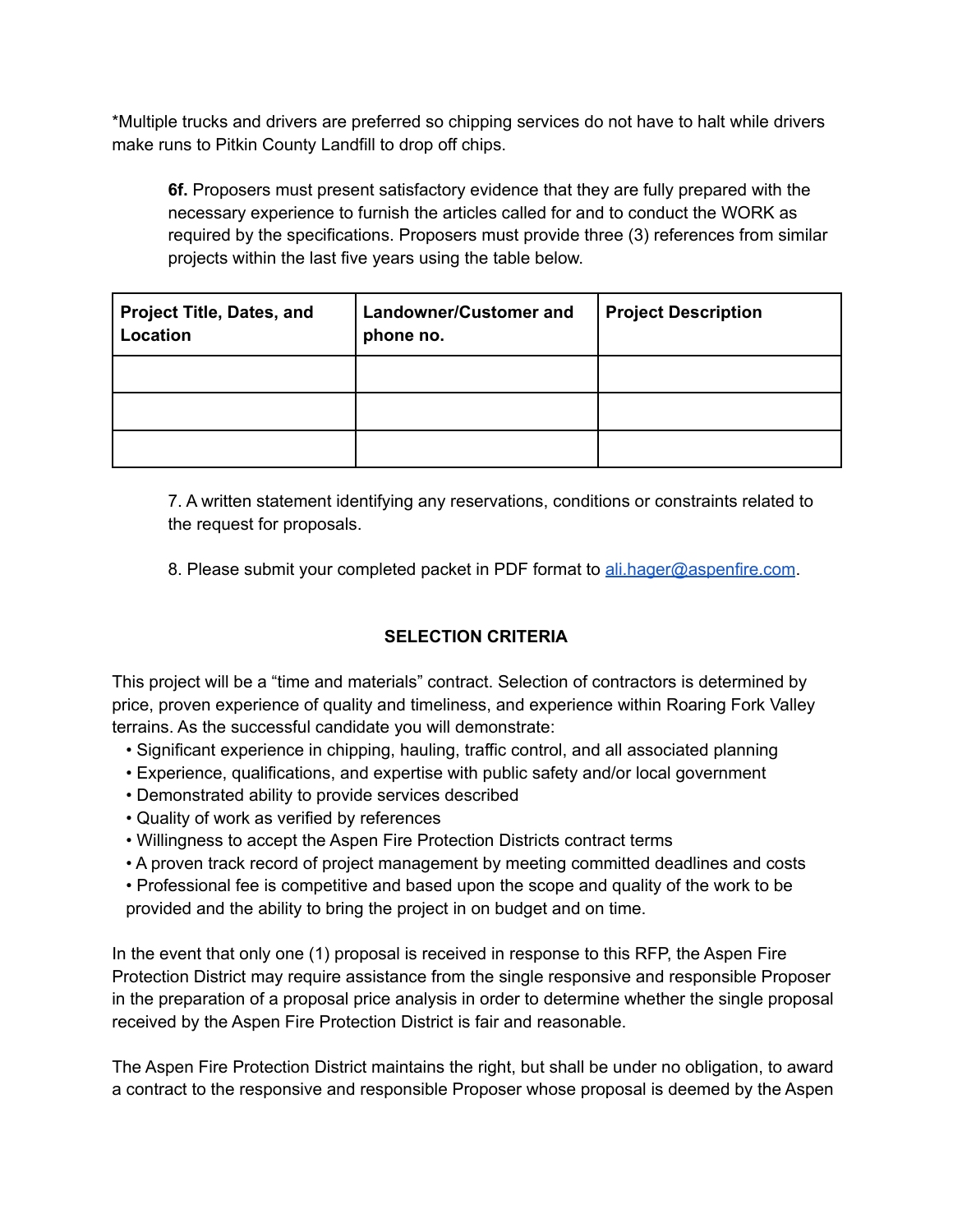*Multiple trucks and drivers are preferred so chipping services do not have to halt while drivers make runs to Pitkin County Landfill to drop off chips.

**6f.** Proposers must present satisfactory evidence that they are fully prepared with the necessary experience to furnish the articles called for and to conduct the WORK as required by the specifications. Proposers must provide three (3) references from similar projects within the last five years using the table below.

| Project Title, Dates, and Location | Landowner/Customer and phone no. | Project Description |
|---|---|---|
| | | |
| | | |
| | | |

7. A written statement identifying any reservations, conditions or constraints related to the request for proposals.

8. Please submit your completed packet in PDF format to ali.hager@aspenfire.com.

## SELECTION CRITERIA

This project will be a “time and materials” contract. Selection of contractors is determined by price, proven experience of quality and timeliness, and experience within Roaring Fork Valley terrains. As the successful candidate you will demonstrate:

- Significant experience in chipping, hauling, traffic control, and all associated planning
- Experience, qualifications, and expertise with public safety and/or local government
- Demonstrated ability to provide services described
- Quality of work as verified by references
- Willingness to accept the Aspen Fire Protection Districts contract terms
- A proven track record of project management by meeting committed deadlines and costs
- Professional fee is competitive and based upon the scope and quality of the work to be provided and the ability to bring the project in on budget and on time.

In the event that only one (1) proposal is received in response to this RFP, the Aspen Fire Protection District may require assistance from the single responsive and responsible Proposer in the preparation of a proposal price analysis in order to determine whether the single proposal received by the Aspen Fire Protection District is fair and reasonable.

The Aspen Fire Protection District maintains the right, but shall be under no obligation, to award a contract to the responsive and responsible Proposer whose proposal is deemed by the Aspen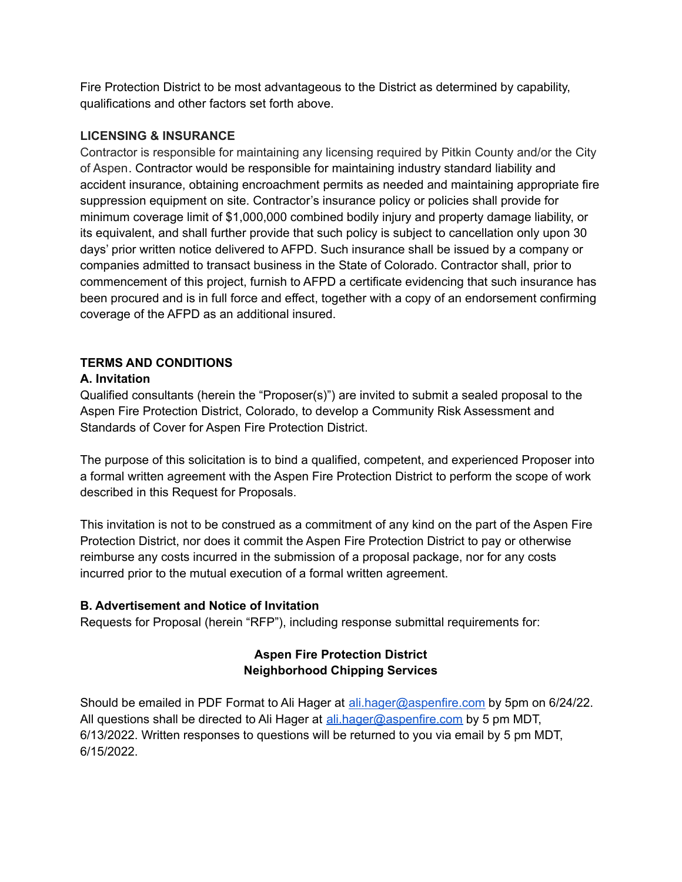Fire Protection District to be most advantageous to the District as determined by capability, qualifications and other factors set forth above.

**LICENSING & INSURANCE**

Contractor is responsible for maintaining any licensing required by Pitkin County and/or the City of Aspen. Contractor would be responsible for maintaining industry standard liability and accident insurance, obtaining encroachment permits as needed and maintaining appropriate fire suppression equipment on site. Contractor's insurance policy or policies shall provide for minimum coverage limit of $1,000,000 combined bodily injury and property damage liability, or its equivalent, and shall further provide that such policy is subject to cancellation only upon 30 days' prior written notice delivered to AFPD. Such insurance shall be issued by a company or companies admitted to transact business in the State of Colorado. Contractor shall, prior to commencement of this project, furnish to AFPD a certificate evidencing that such insurance has been procured and is in full force and effect, together with a copy of an endorsement confirming coverage of the AFPD as an additional insured.

**TERMS AND CONDITIONS**

**A. Invitation**

Qualified consultants (herein the "Proposer(s)") are invited to submit a sealed proposal to the Aspen Fire Protection District, Colorado, to develop a Community Risk Assessment and Standards of Cover for Aspen Fire Protection District.

The purpose of this solicitation is to bind a qualified, competent, and experienced Proposer into a formal written agreement with the Aspen Fire Protection District to perform the scope of work described in this Request for Proposals.

This invitation is not to be construed as a commitment of any kind on the part of the Aspen Fire Protection District, nor does it commit the Aspen Fire Protection District to pay or otherwise reimburse any costs incurred in the submission of a proposal package, nor for any costs incurred prior to the mutual execution of a formal written agreement.

**B. Advertisement and Notice of Invitation**

Requests for Proposal (herein "RFP"), including response submittal requirements for:

**Aspen Fire Protection District**
**Neighborhood Chipping Services**

Should be emailed in PDF Format to Ali Hager at ali.hager@aspenfire.com by 5pm on 6/24/22. All questions shall be directed to Ali Hager at ali.hager@aspenfire.com by 5 pm MDT, 6/13/2022. Written responses to questions will be returned to you via email by 5 pm MDT, 6/15/2022.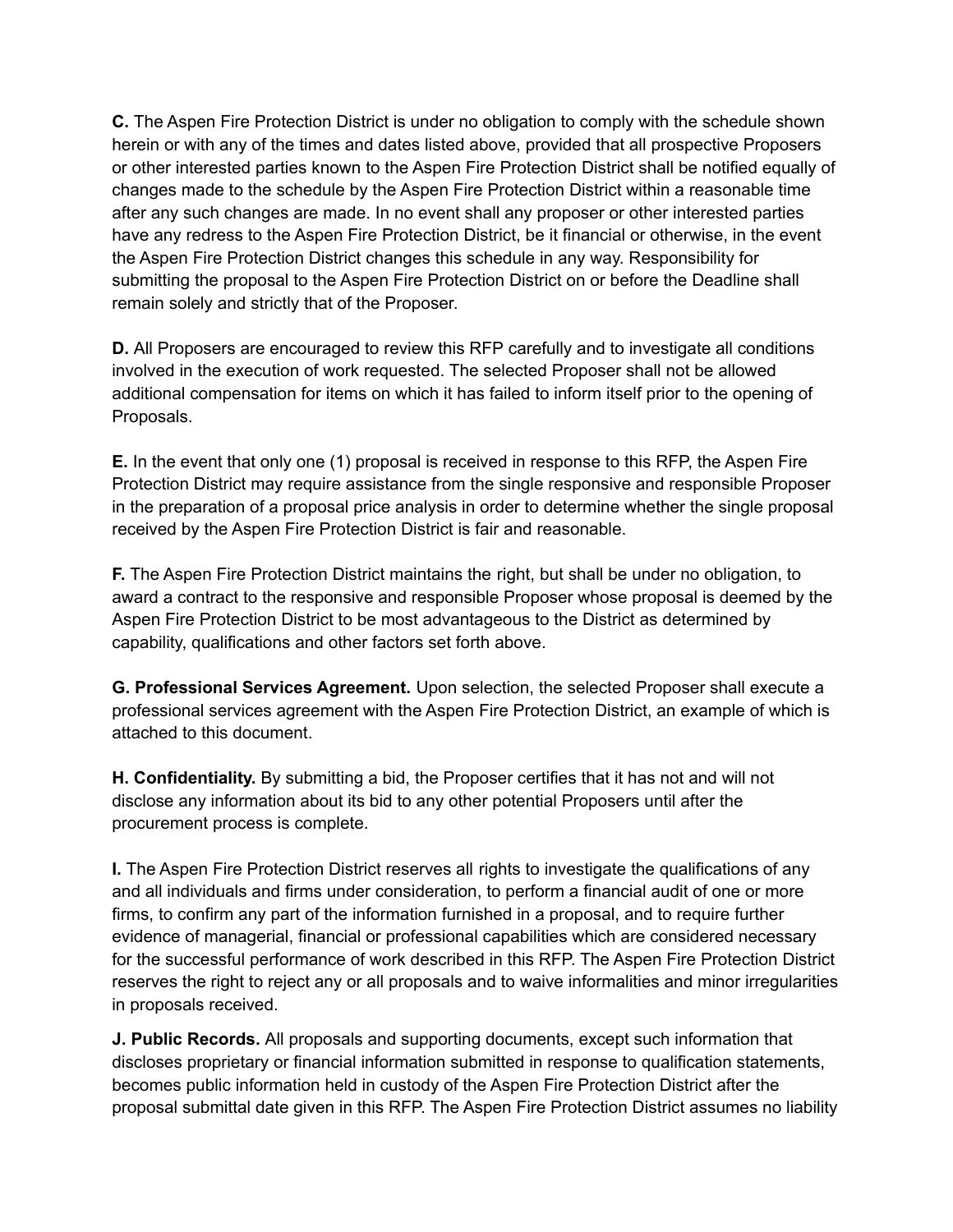**C.** The Aspen Fire Protection District is under no obligation to comply with the schedule shown herein or with any of the times and dates listed above, provided that all prospective Proposers or other interested parties known to the Aspen Fire Protection District shall be notified equally of changes made to the schedule by the Aspen Fire Protection District within a reasonable time after any such changes are made. In no event shall any proposer or other interested parties have any redress to the Aspen Fire Protection District, be it financial or otherwise, in the event the Aspen Fire Protection District changes this schedule in any way. Responsibility for submitting the proposal to the Aspen Fire Protection District on or before the Deadline shall remain solely and strictly that of the Proposer.

**D.** All Proposers are encouraged to review this RFP carefully and to investigate all conditions involved in the execution of work requested. The selected Proposer shall not be allowed additional compensation for items on which it has failed to inform itself prior to the opening of Proposals.

**E.** In the event that only one (1) proposal is received in response to this RFP, the Aspen Fire Protection District may require assistance from the single responsive and responsible Proposer in the preparation of a proposal price analysis in order to determine whether the single proposal received by the Aspen Fire Protection District is fair and reasonable.

**F.** The Aspen Fire Protection District maintains the right, but shall be under no obligation, to award a contract to the responsive and responsible Proposer whose proposal is deemed by the Aspen Fire Protection District to be most advantageous to the District as determined by capability, qualifications and other factors set forth above.

**G. Professional Services Agreement.** Upon selection, the selected Proposer shall execute a professional services agreement with the Aspen Fire Protection District, an example of which is attached to this document.

**H. Confidentiality.** By submitting a bid, the Proposer certifies that it has not and will not disclose any information about its bid to any other potential Proposers until after the procurement process is complete.

**I.** The Aspen Fire Protection District reserves all rights to investigate the qualifications of any and all individuals and firms under consideration, to perform a financial audit of one or more firms, to confirm any part of the information furnished in a proposal, and to require further evidence of managerial, financial or professional capabilities which are considered necessary for the successful performance of work described in this RFP. The Aspen Fire Protection District reserves the right to reject any or all proposals and to waive informalities and minor irregularities in proposals received.

**J. Public Records.** All proposals and supporting documents, except such information that discloses proprietary or financial information submitted in response to qualification statements, becomes public information held in custody of the Aspen Fire Protection District after the proposal submittal date given in this RFP. The Aspen Fire Protection District assumes no liability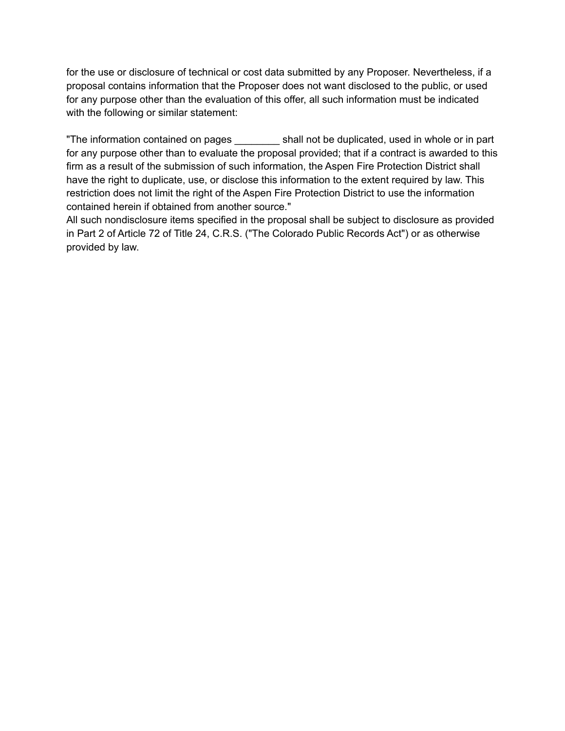for the use or disclosure of technical or cost data submitted by any Proposer. Nevertheless, if a proposal contains information that the Proposer does not want disclosed to the public, or used for any purpose other than the evaluation of this offer, all such information must be indicated with the following or similar statement:

"The information contained on pages ________ shall not be duplicated, used in whole or in part for any purpose other than to evaluate the proposal provided; that if a contract is awarded to this firm as a result of the submission of such information, the Aspen Fire Protection District shall have the right to duplicate, use, or disclose this information to the extent required by law. This restriction does not limit the right of the Aspen Fire Protection District to use the information contained herein if obtained from another source."

All such nondisclosure items specified in the proposal shall be subject to disclosure as provided in Part 2 of Article 72 of Title 24, C.R.S. ("The Colorado Public Records Act") or as otherwise provided by law.